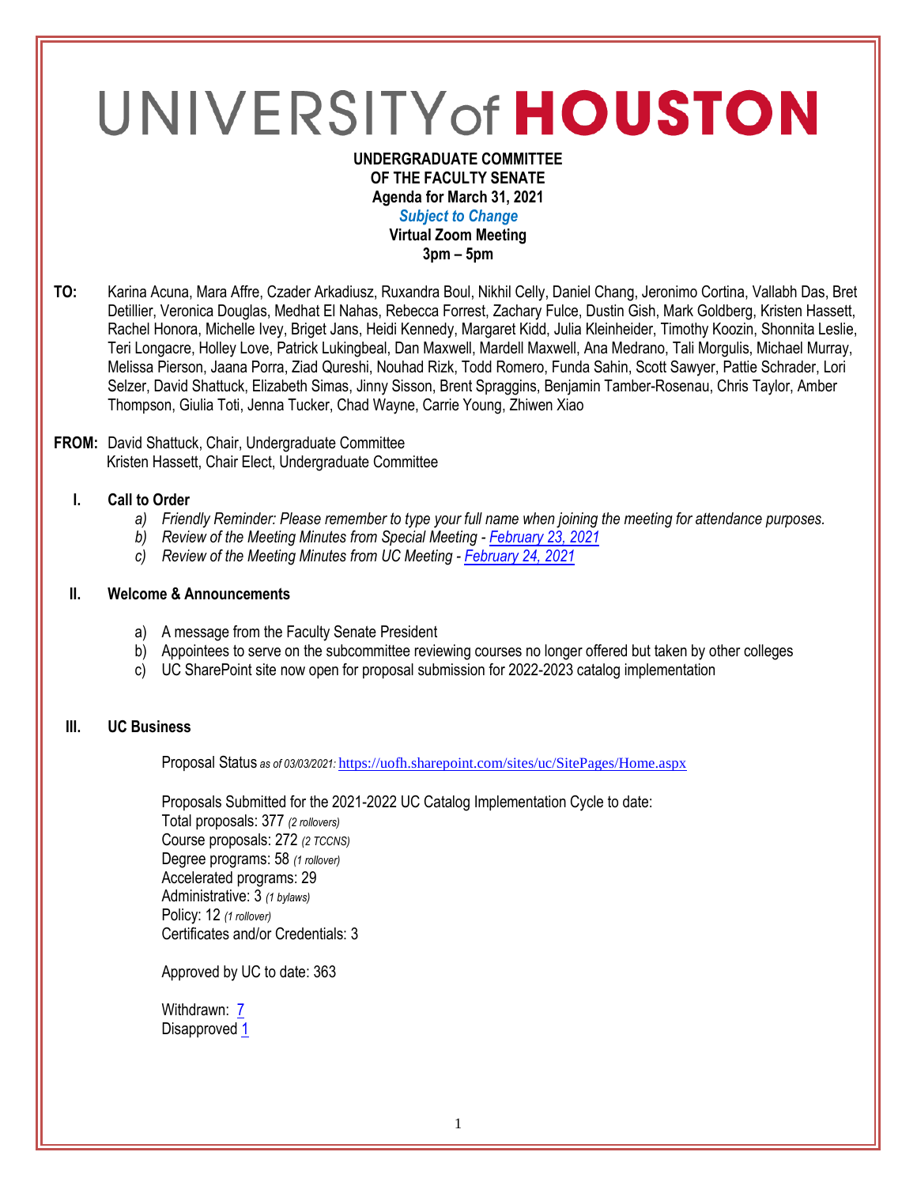# UNIVERSITY of HOUSTON

**UNDERGRADUATE COMMITTEE**
**OF THE FACULTY SENATE**
**Agenda for March 31, 2021**
***Subject to Change***
**Virtual Zoom Meeting**
**3pm – 5pm**

**TO:** Karina Acuna, Mara Affre, Czader Arkadiusz, Ruxandra Boul, Nikhil Celly, Daniel Chang, Jeronimo Cortina, Vallabh Das, Bret Detillier, Veronica Douglas, Medhat El Nahas, Rebecca Forrest, Zachary Fulce, Dustin Gish, Mark Goldberg, Kristen Hassett, Rachel Honora, Michelle Ivey, Briget Jans, Heidi Kennedy, Margaret Kidd, Julia Kleinheider, Timothy Koozin, Shonnita Leslie, Teri Longacre, Holley Love, Patrick Lukingbeal, Dan Maxwell, Mardell Maxwell, Ana Medrano, Tali Morgulis, Michael Murray, Melissa Pierson, Jaana Porra, Ziad Qureshi, Nouhad Rizk, Todd Romero, Funda Sahin, Scott Sawyer, Pattie Schrader, Lori Selzer, David Shattuck, Elizabeth Simas, Jinny Sisson, Brent Spraggins, Benjamin Tamber-Rosenau, Chris Taylor, Amber Thompson, Giulia Toti, Jenna Tucker, Chad Wayne, Carrie Young, Zhiwen Xiao

**FROM:** David Shattuck, Chair, Undergraduate Committee
Kristen Hassett, Chair Elect, Undergraduate Committee

## I. Call to Order

a) *Friendly Reminder: Please remember to type your full name when joining the meeting for attendance purposes.*
b) *Review of the Meeting Minutes from Special Meeting - February 23, 2021*
c) *Review of the Meeting Minutes from UC Meeting - February 24, 2021*

## II. Welcome & Announcements

a) A message from the Faculty Senate President
b) Appointees to serve on the subcommittee reviewing courses no longer offered but taken by other colleges
c) UC SharePoint site now open for proposal submission for 2022-2023 catalog implementation

## III. UC Business

Proposal Status *as of 03/03/2021:* https://uofh.sharepoint.com/sites/uc/SitePages/Home.aspx

Proposals Submitted for the 2021-2022 UC Catalog Implementation Cycle to date:
Total proposals: 377 *(2 rollovers)*
Course proposals: 272 *(2 TCCNS)*
Degree programs: 58 *(1 rollover)*
Accelerated programs: 29
Administrative: 3 *(1 bylaws)*
Policy: 12 *(1 rollover)*
Certificates and/or Credentials: 3

Approved by UC to date: 363

Withdrawn: 7
Disapproved 1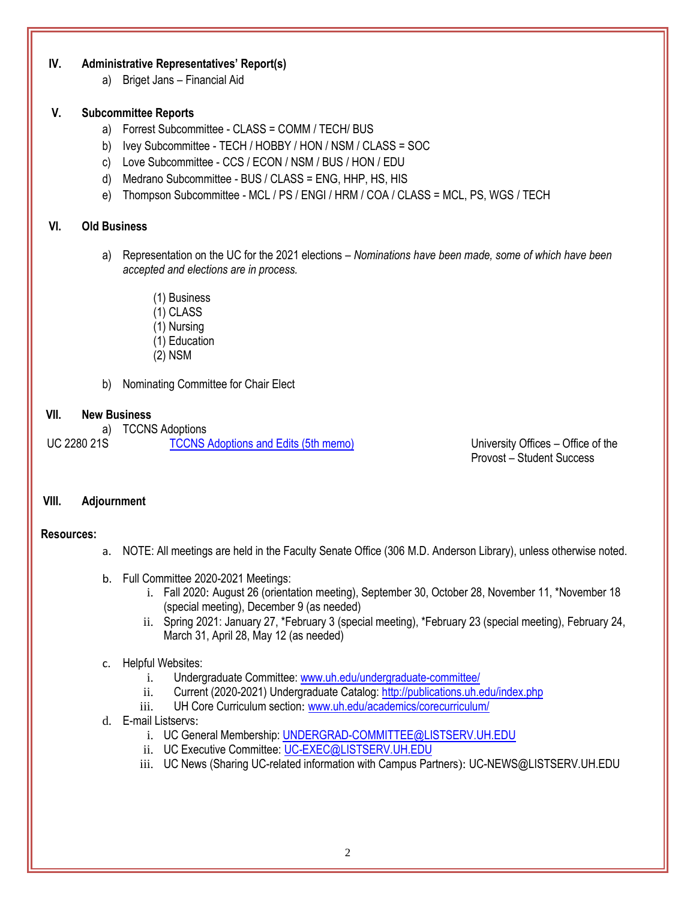## IV. Administrative Representatives' Report(s)

a) Briget Jans – Financial Aid

## V. Subcommittee Reports

a) Forrest Subcommittee - CLASS = COMM / TECH/ BUS
b) Ivey Subcommittee - TECH / HOBBY / HON / NSM / CLASS = SOC
c) Love Subcommittee - CCS / ECON / NSM / BUS / HON / EDU
d) Medrano Subcommittee - BUS / CLASS = ENG, HHP, HS, HIS
e) Thompson Subcommittee - MCL / PS / ENGI / HRM / COA / CLASS = MCL, PS, WGS / TECH

## VI. Old Business

a) Representation on the UC for the 2021 elections – *Nominations have been made, some of which have been accepted and elections are in process.*

(1) Business
(1) CLASS
(1) Nursing
(1) Education
(2) NSM

b) Nominating Committee for Chair Elect

## VII. New Business

a) TCCNS Adoptions

| | | |
|---|---|---|
| UC 2280 21S | TCCNS Adoptions and Edits (5th memo) | University Offices – Office of the Provost – Student Success |

## VIII. Adjournment

**Resources:**

a. NOTE: All meetings are held in the Faculty Senate Office (306 M.D. Anderson Library), unless otherwise noted.

b. Full Committee 2020-2021 Meetings:
   i. Fall 2020: August 26 (orientation meeting), September 30, October 28, November 11, *November 18 (special meeting), December 9 (as needed)
   ii. Spring 2021: January 27, *February 3 (special meeting), *February 23 (special meeting), February 24, March 31, April 28, May 12 (as needed)

c. Helpful Websites:
   i. Undergraduate Committee: www.uh.edu/undergraduate-committee/
   ii. Current (2020-2021) Undergraduate Catalog: http://publications.uh.edu/index.php
   iii. UH Core Curriculum section: www.uh.edu/academics/corecurriculum/

d. E-mail Listservs:
   i. UC General Membership: UNDERGRAD-COMMITTEE@LISTSERV.UH.EDU
   ii. UC Executive Committee: UC-EXEC@LISTSERV.UH.EDU
   iii. UC News (Sharing UC-related information with Campus Partners): UC-NEWS@LISTSERV.UH.EDU